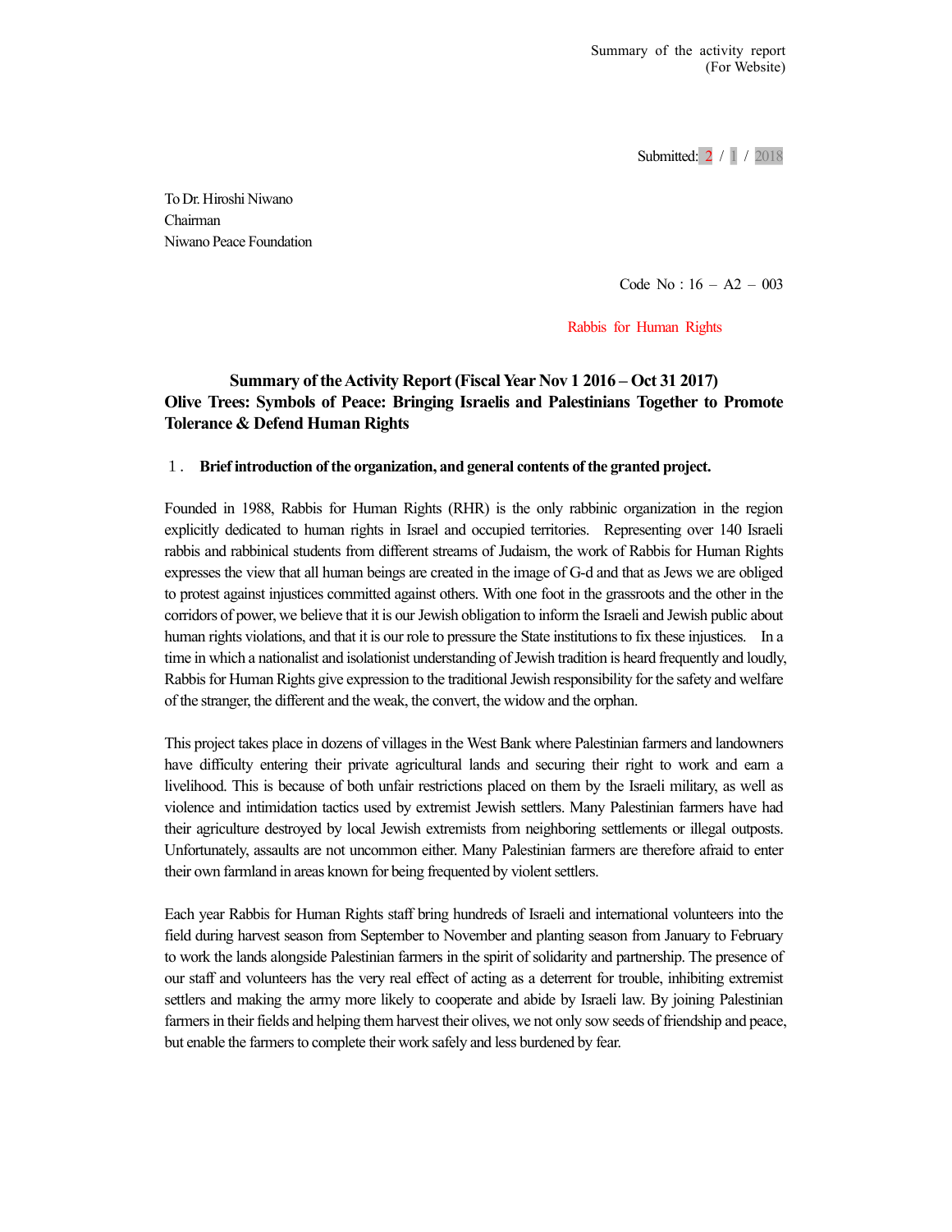Summary of the activity report
(For Website)

Submitted: 2 / 1 / 2018

To Dr. Hiroshi Niwano
Chairman
Niwano Peace Foundation

Code No : 16 – A2 – 003

Rabbis for Human Rights

**Summary of the Activity Report (Fiscal Year Nov 1 2016 – Oct 31 2017)**
**Olive Trees: Symbols of Peace: Bringing Israelis and Palestinians Together to Promote Tolerance & Defend Human Rights**

## 1. Brief introduction of the organization, and general contents of the granted project.

Founded in 1988, Rabbis for Human Rights (RHR) is the only rabbinic organization in the region explicitly dedicated to human rights in Israel and occupied territories. Representing over 140 Israeli rabbis and rabbinical students from different streams of Judaism, the work of Rabbis for Human Rights expresses the view that all human beings are created in the image of G-d and that as Jews we are obliged to protest against injustices committed against others. With one foot in the grassroots and the other in the corridors of power, we believe that it is our Jewish obligation to inform the Israeli and Jewish public about human rights violations, and that it is our role to pressure the State institutions to fix these injustices. In a time in which a nationalist and isolationist understanding of Jewish tradition is heard frequently and loudly, Rabbis for Human Rights give expression to the traditional Jewish responsibility for the safety and welfare of the stranger, the different and the weak, the convert, the widow and the orphan.

This project takes place in dozens of villages in the West Bank where Palestinian farmers and landowners have difficulty entering their private agricultural lands and securing their right to work and earn a livelihood. This is because of both unfair restrictions placed on them by the Israeli military, as well as violence and intimidation tactics used by extremist Jewish settlers. Many Palestinian farmers have had their agriculture destroyed by local Jewish extremists from neighboring settlements or illegal outposts. Unfortunately, assaults are not uncommon either. Many Palestinian farmers are therefore afraid to enter their own farmland in areas known for being frequented by violent settlers.

Each year Rabbis for Human Rights staff bring hundreds of Israeli and international volunteers into the field during harvest season from September to November and planting season from January to February to work the lands alongside Palestinian farmers in the spirit of solidarity and partnership. The presence of our staff and volunteers has the very real effect of acting as a deterrent for trouble, inhibiting extremist settlers and making the army more likely to cooperate and abide by Israeli law. By joining Palestinian farmers in their fields and helping them harvest their olives, we not only sow seeds of friendship and peace, but enable the farmers to complete their work safely and less burdened by fear.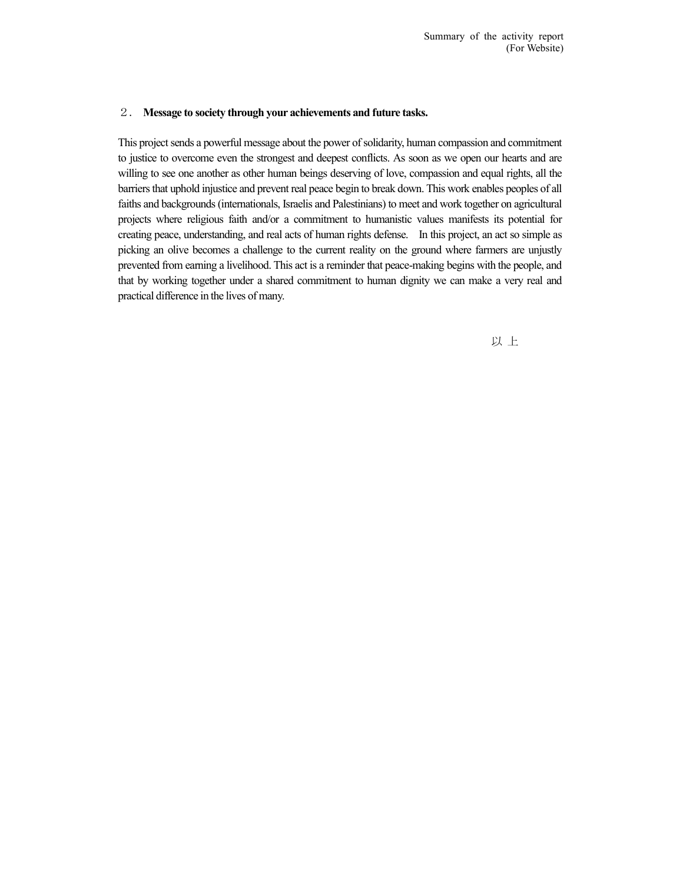## ２． Message to society through your achievements and future tasks.

This project sends a powerful message about the power of solidarity, human compassion and commitment to justice to overcome even the strongest and deepest conflicts. As soon as we open our hearts and are willing to see one another as other human beings deserving of love, compassion and equal rights, all the barriers that uphold injustice and prevent real peace begin to break down. This work enables peoples of all faiths and backgrounds (internationals, Israelis and Palestinians) to meet and work together on agricultural projects where religious faith and/or a commitment to humanistic values manifests its potential for creating peace, understanding, and real acts of human rights defense. In this project, an act so simple as picking an olive becomes a challenge to the current reality on the ground where farmers are unjustly prevented from earning a livelihood. This act is a reminder that peace-making begins with the people, and that by working together under a shared commitment to human dignity we can make a very real and practical difference in the lives of many.

以 上